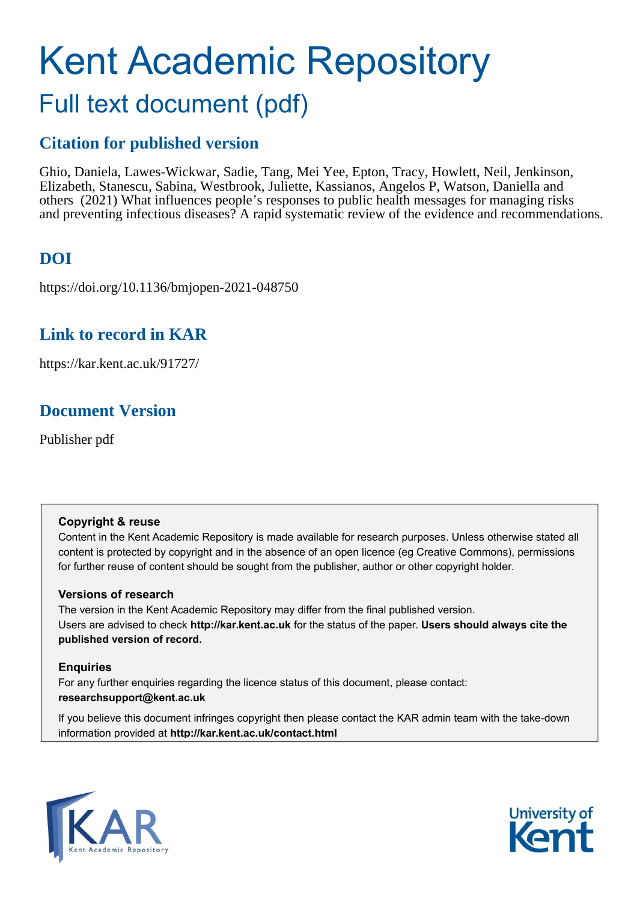# Kent Academic Repository

## Full text document (pdf)

## Citation for published version

Ghio, Daniela, Lawes-Wickwar, Sadie, Tang, Mei Yee, Epton, Tracy, Howlett, Neil, Jenkinson, Elizabeth, Stanescu, Sabina, Westbrook, Juliette, Kassianos, Angelos P, Watson, Daniella and others (2021) What influences people's responses to public health messages for managing risks and preventing infectious diseases? A rapid systematic review of the evidence and recommendations.

## DOI

https://doi.org/10.1136/bmjopen-2021-048750

## Link to record in KAR

https://kar.kent.ac.uk/91727/

## Document Version

Publisher pdf

**Copyright & reuse**

Content in the Kent Academic Repository is made available for research purposes. Unless otherwise stated all content is protected by copyright and in the absence of an open licence (eg Creative Commons), permissions for further reuse of content should be sought from the publisher, author or other copyright holder.

**Versions of research**

The version in the Kent Academic Repository may differ from the final published version.
Users are advised to check **http://kar.kent.ac.uk** for the status of the paper. **Users should always cite the published version of record.**

**Enquiries**

For any further enquiries regarding the licence status of this document, please contact:
**researchsupport@kent.ac.uk**

If you believe this document infringes copyright then please contact the KAR admin team with the take-down information provided at **http://kar.kent.ac.uk/contact.html**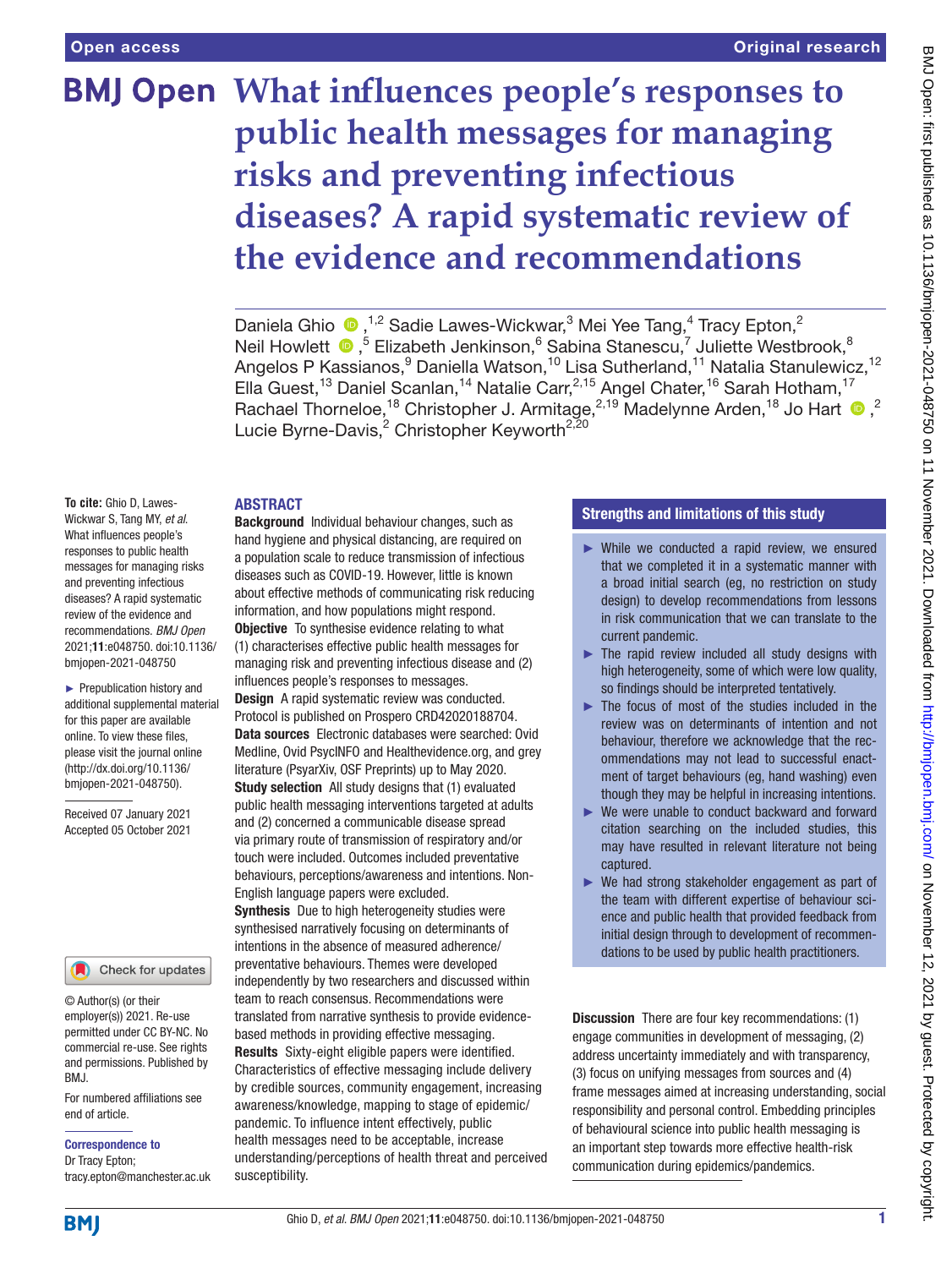# What influences people's responses to public health messages for managing risks and preventing infectious diseases? A rapid systematic review of the evidence and recommendations

Daniela Ghio,[1,2] Sadie Lawes-Wickwar,[3] Mei Yee Tang,[4] Tracy Epton,[2] Neil Howlett,[5] Elizabeth Jenkinson,[6] Sabina Stanescu,[7] Juliette Westbrook,[8] Angelos P Kassianos,[9] Daniella Watson,[10] Lisa Sutherland,[11] Natalia Stanulewicz,[12] Ella Guest,[13] Daniel Scanlan,[14] Natalie Carr,[2,15] Angel Chater,[16] Sarah Hotham,[17] Rachael Thorneloe,[18] Christopher J. Armitage,[2,19] Madelynne Arden,[18] Jo Hart,[2] Lucie Byrne-Davis,[2] Christopher Keyworth[2,20]

**To cite:** Ghio D, Lawes-Wickwar S, Tang MY, *et al.* What influences people's responses to public health messages for managing risks and preventing infectious diseases? A rapid systematic review of the evidence and recommendations. *BMJ Open* 2021;**11**:e048750. doi:10.1136/bmjopen-2021-048750

► Prepublication history and additional supplemental material for this paper are available online. To view these files, please visit the journal online (http://dx.doi.org/10.1136/bmjopen-2021-048750).

Received 07 January 2021
Accepted 05 October 2021

© Author(s) (or their employer(s)) 2021. Re-use permitted under CC BY-NC. No commercial re-use. See rights and permissions. Published by BMJ.

For numbered affiliations see end of article.

**Correspondence to**
Dr Tracy Epton;
tracy.epton@manchester.ac.uk

## ABSTRACT

**Background** Individual behaviour changes, such as hand hygiene and physical distancing, are required on a population scale to reduce transmission of infectious diseases such as COVID-19. However, little is known about effective methods of communicating risk reducing information, and how populations might respond.

**Objective** To synthesise evidence relating to what (1) characterises effective public health messages for managing risk and preventing infectious disease and (2) influences people's responses to messages.

**Design** A rapid systematic review was conducted. Protocol is published on Prospero CRD42020188704.

**Data sources** Electronic databases were searched: Ovid Medline, Ovid PsycINFO and Healthevidence.org, and grey literature (PsyarXiv, OSF Preprints) up to May 2020.

**Study selection** All study designs that (1) evaluated public health messaging interventions targeted at adults and (2) concerned a communicable disease spread via primary route of transmission of respiratory and/or touch were included. Outcomes included preventative behaviours, perceptions/awareness and intentions. Non-English language papers were excluded.

**Synthesis** Due to high heterogeneity studies were synthesised narratively focusing on determinants of intentions in the absence of measured adherence/preventative behaviours. Themes were developed independently by two researchers and discussed within team to reach consensus. Recommendations were translated from narrative synthesis to provide evidence-based methods in providing effective messaging.

**Results** Sixty-eight eligible papers were identified. Characteristics of effective messaging include delivery by credible sources, community engagement, increasing awareness/knowledge, mapping to stage of epidemic/pandemic. To influence intent effectively, public health messages need to be acceptable, increase understanding/perceptions of health threat and perceived susceptibility.

**Discussion** There are four key recommendations: (1) engage communities in development of messaging, (2) address uncertainty immediately and with transparency, (3) focus on unifying messages from sources and (4) frame messages aimed at increasing understanding, social responsibility and personal control. Embedding principles of behavioural science into public health messaging is an important step towards more effective health-risk communication during epidemics/pandemics.

## Strengths and limitations of this study

- ► While we conducted a rapid review, we ensured that we completed it in a systematic manner with a broad initial search (eg, no restriction on study design) to develop recommendations from lessons in risk communication that we can translate to the current pandemic.
- ► The rapid review included all study designs with high heterogeneity, some of which were low quality, so findings should be interpreted tentatively.
- ► The focus of most of the studies included in the review was on determinants of intention and not behaviour, therefore we acknowledge that the recommendations may not lead to successful enactment of target behaviours (eg, hand washing) even though they may be helpful in increasing intentions.
- ► We were unable to conduct backward and forward citation searching on the included studies, this may have resulted in relevant literature not being captured.
- ► We had strong stakeholder engagement as part of the team with different expertise of behaviour science and public health that provided feedback from initial design through to development of recommendations to be used by public health practitioners.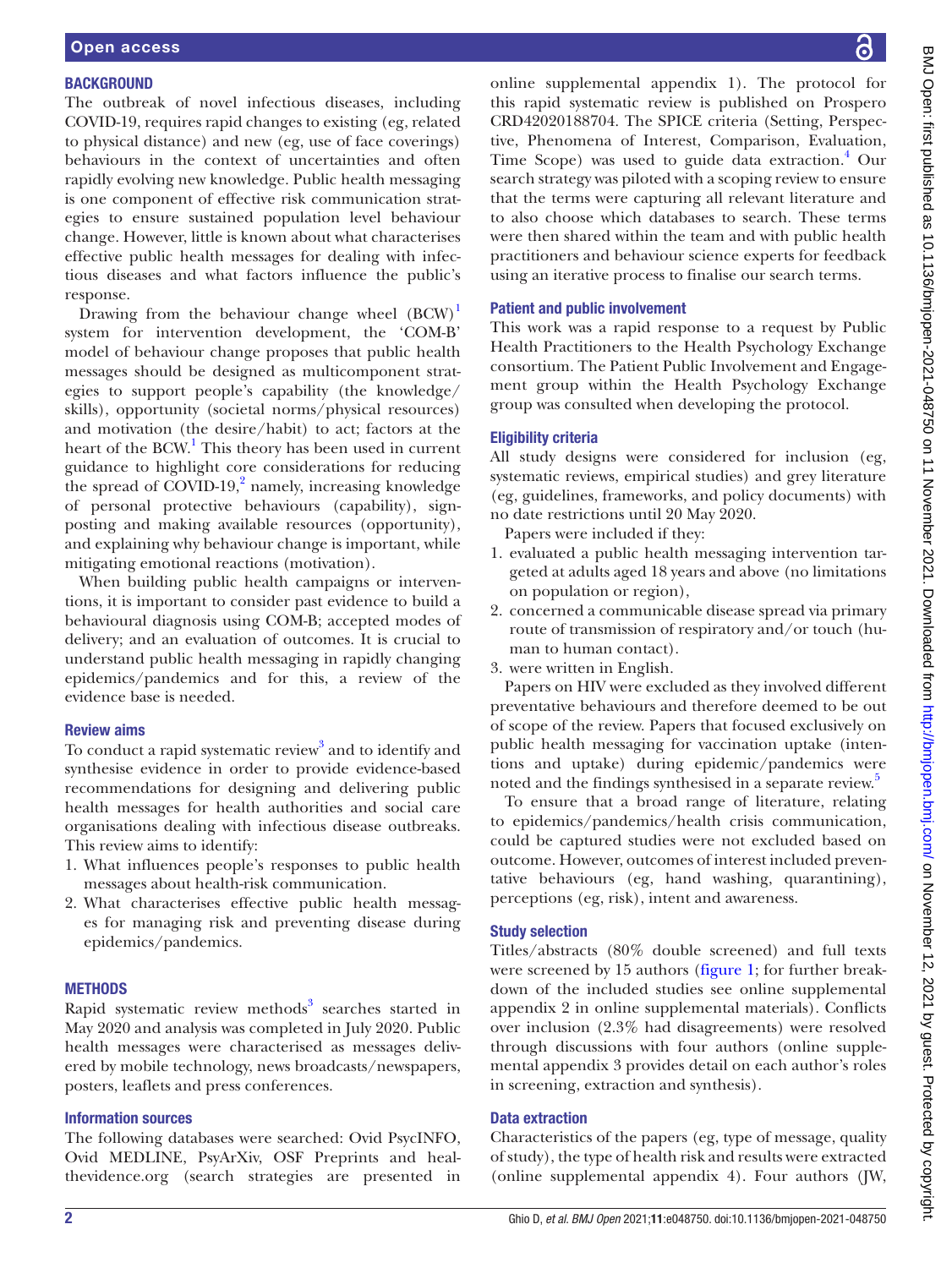## BACKGROUND

The outbreak of novel infectious diseases, including COVID-19, requires rapid changes to existing (eg, related to physical distance) and new (eg, use of face coverings) behaviours in the context of uncertainties and often rapidly evolving new knowledge. Public health messaging is one component of effective risk communication strategies to ensure sustained population level behaviour change. However, little is known about what characterises effective public health messages for dealing with infectious diseases and what factors influence the public's response.

Drawing from the behaviour change wheel (BCW)[1] system for intervention development, the 'COM-B' model of behaviour change proposes that public health messages should be designed as multicomponent strategies to support people's capability (the knowledge/skills), opportunity (societal norms/physical resources) and motivation (the desire/habit) to act; factors at the heart of the BCW.[1] This theory has been used in current guidance to highlight core considerations for reducing the spread of COVID-19,[2] namely, increasing knowledge of personal protective behaviours (capability), signposting and making available resources (opportunity), and explaining why behaviour change is important, while mitigating emotional reactions (motivation).

When building public health campaigns or interventions, it is important to consider past evidence to build a behavioural diagnosis using COM-B; accepted modes of delivery; and an evaluation of outcomes. It is crucial to understand public health messaging in rapidly changing epidemics/pandemics and for this, a review of the evidence base is needed.

### Review aims

To conduct a rapid systematic review[3] and to identify and synthesise evidence in order to provide evidence-based recommendations for designing and delivering public health messages for health authorities and social care organisations dealing with infectious disease outbreaks. This review aims to identify:

1. What influences people's responses to public health messages about health-risk communication.
2. What characterises effective public health messages for managing risk and preventing disease during epidemics/pandemics.

## METHODS

Rapid systematic review methods[3] searches started in May 2020 and analysis was completed in July 2020. Public health messages were characterised as messages delivered by mobile technology, news broadcasts/newspapers, posters, leaflets and press conferences.

### Information sources

The following databases were searched: Ovid PsycINFO, Ovid MEDLINE, PsyArXiv, OSF Preprints and healthevidence.org (search strategies are presented in online supplemental appendix 1). The protocol for this rapid systematic review is published on Prospero CRD42020188704. The SPICE criteria (Setting, Perspective, Phenomena of Interest, Comparison, Evaluation, Time Scope) was used to guide data extraction.[4] Our search strategy was piloted with a scoping review to ensure that the terms were capturing all relevant literature and to also choose which databases to search. These terms were then shared within the team and with public health practitioners and behaviour science experts for feedback using an iterative process to finalise our search terms.

### Patient and public involvement

This work was a rapid response to a request by Public Health Practitioners to the Health Psychology Exchange consortium. The Patient Public Involvement and Engagement group within the Health Psychology Exchange group was consulted when developing the protocol.

### Eligibility criteria

All study designs were considered for inclusion (eg, systematic reviews, empirical studies) and grey literature (eg, guidelines, frameworks, and policy documents) with no date restrictions until 20 May 2020.

Papers were included if they:

1. evaluated a public health messaging intervention targeted at adults aged 18 years and above (no limitations on population or region),
2. concerned a communicable disease spread via primary route of transmission of respiratory and/or touch (human to human contact).
3. were written in English.

Papers on HIV were excluded as they involved different preventative behaviours and therefore deemed to be out of scope of the review. Papers that focused exclusively on public health messaging for vaccination uptake (intentions and uptake) during epidemic/pandemics were noted and the findings synthesised in a separate review.[5]

To ensure that a broad range of literature, relating to epidemics/pandemics/health crisis communication, could be captured studies were not excluded based on outcome. However, outcomes of interest included preventative behaviours (eg, hand washing, quarantining), perceptions (eg, risk), intent and awareness.

### Study selection

Titles/abstracts (80% double screened) and full texts were screened by 15 authors (figure 1; for further breakdown of the included studies see online supplemental appendix 2 in online supplemental materials). Conflicts over inclusion (2.3% had disagreements) were resolved through discussions with four authors (online supplemental appendix 3 provides detail on each author's roles in screening, extraction and synthesis).

### Data extraction

Characteristics of the papers (eg, type of message, quality of study), the type of health risk and results were extracted (online supplemental appendix 4). Four authors (JW,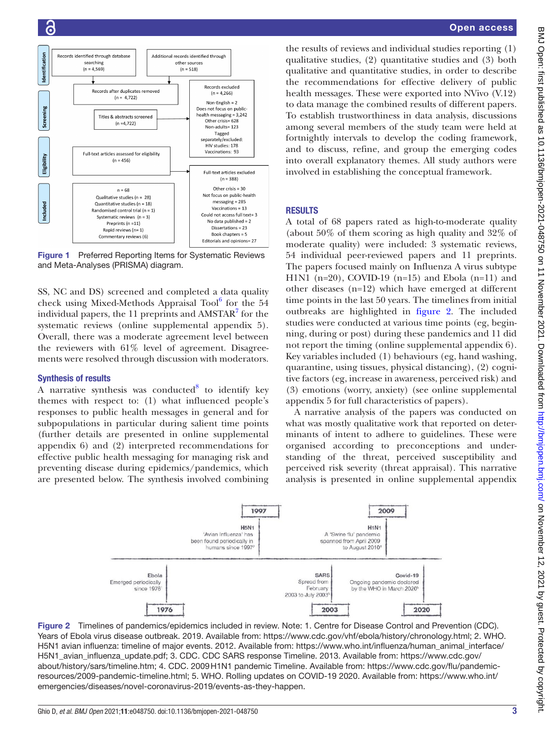Records identified through database searching (n = 4,569)

Additional records identified through other sources (n = 518)

Records after duplicates removed (n = 4,722)

Titles & abstracts screened (n =4,722)

Records excluded (n = 4,266)
Non-English = 2
Does not focus on public-health messaging = 3,242
Other crisis= 628
Non-adults= 123
Tagged separately/excluded:
HIV studies: 178
Vaccinations: 93

Full-text articles assessed for eligibility (n = 456)

Full-text articles excluded (n = 388)
Other crisis = 30
Not focus on public-health messaging = 285
Vaccinations = 13
Could not access full text= 3
No data published = 2
Dissertations = 23
Book chapters = 5
Editorials and opinions= 27

n = 68
Qualitative studies (n = 28)
Quantitative studies (n = 18)
Randomised control trial (n = 1)
Systematic reviews (n = 3)
Preprints (n =11)
Rapid reviews (n= 1)
Commentary reviews (6)

Figure 1 Preferred Reporting Items for Systematic Reviews and Meta-Analyses (PRISMA) diagram.

SS, NC and DS) screened and completed a data quality check using Mixed-Methods Appraisal Tool[6] for the 54 individual papers, the 11 preprints and AMSTAR[7] for the systematic reviews (online supplemental appendix 5). Overall, there was a moderate agreement level between the reviewers with 61% level of agreement. Disagreements were resolved through discussion with moderators.

### Synthesis of results

A narrative synthesis was conducted[8] to identify key themes with respect to: (1) what influenced people's responses to public health messages in general and for subpopulations in particular during salient time points (further details are presented in online supplemental appendix 6) and (2) interpreted recommendations for effective public health messaging for managing risk and preventing disease during epidemics/pandemics, which are presented below. The synthesis involved combining the results of reviews and individual studies reporting (1) qualitative studies, (2) quantitative studies and (3) both qualitative and quantitative studies, in order to describe the recommendations for effective delivery of public health messages. These were exported into NVivo (V.12) to data manage the combined results of different papers. To establish trustworthiness in data analysis, discussions among several members of the study team were held at fortnightly intervals to develop the coding framework, and to discuss, refine, and group the emerging codes into overall explanatory themes. All study authors were involved in establishing the conceptual framework.

## RESULTS

A total of 68 papers rated as high-to-moderate quality (about 50% of them scoring as high quality and 32% of moderate quality) were included: 3 systematic reviews, 54 individual peer-reviewed papers and 11 preprints. The papers focused mainly on Influenza A virus subtype H1N1 (n=20), COVID-19 (n=15) and Ebola (n=11) and other diseases (n=12) which have emerged at different time points in the last 50 years. The timelines from initial outbreaks are highlighted in figure 2. The included studies were conducted at various time points (eg, beginning, during or post) during these pandemics and 11 did not report the timing (online supplemental appendix 6). Key variables included (1) behaviours (eg, hand washing, quarantine, using tissues, physical distancing), (2) cognitive factors (eg, increase in awareness, perceived risk) and (3) emotions (worry, anxiety) (see online supplemental appendix 5 for full characteristics of papers).

A narrative analysis of the papers was conducted on what was mostly qualitative work that reported on determinants of intent to adhere to guidelines. These were organised according to preconceptions and understanding of the threat, perceived susceptibility and perceived risk severity (threat appraisal). This narrative analysis is presented in online supplemental appendix

1997 — H5N1: 'Avian Influenza' has been found periodically in humans since 1997[2]

2009 — H1N1: A 'Swine flu' pandemic spanned from April 2009 to August 2010[4]

1976 — Ebola: Emerged periodically since 1976[1]

2003 — SARS: Spread from February 2003 to July 2003[3]

2020 — Covid-19: Ongoing pandemic declared by the WHO in March 2020[5]

Figure 2 Timelines of pandemics/epidemics included in review. Note: 1. Centre for Disease Control and Prevention (CDC). Years of Ebola virus disease outbreak. 2019. Available from: https://www.cdc.gov/vhf/ebola/history/chronology.html; 2. WHO. H5N1 avian influenza: timeline of major events. 2012. Available from: https://www.who.int/influenza/human_animal_interface/H5N1_avian_influenza_update.pdf; 3. CDC. CDC SARS response Timeline. 2013. Available from: https://www.cdc.gov/about/history/sars/timeline.htm; 4. CDC. 2009 H1N1 pandemic Timeline. Available from: https://www.cdc.gov/flu/pandemic-resources/2009-pandemic-timeline.html; 5. WHO. Rolling updates on COVID-19 2020. Available from: https://www.who.int/emergencies/diseases/novel-coronavirus-2019/events-as-they-happen.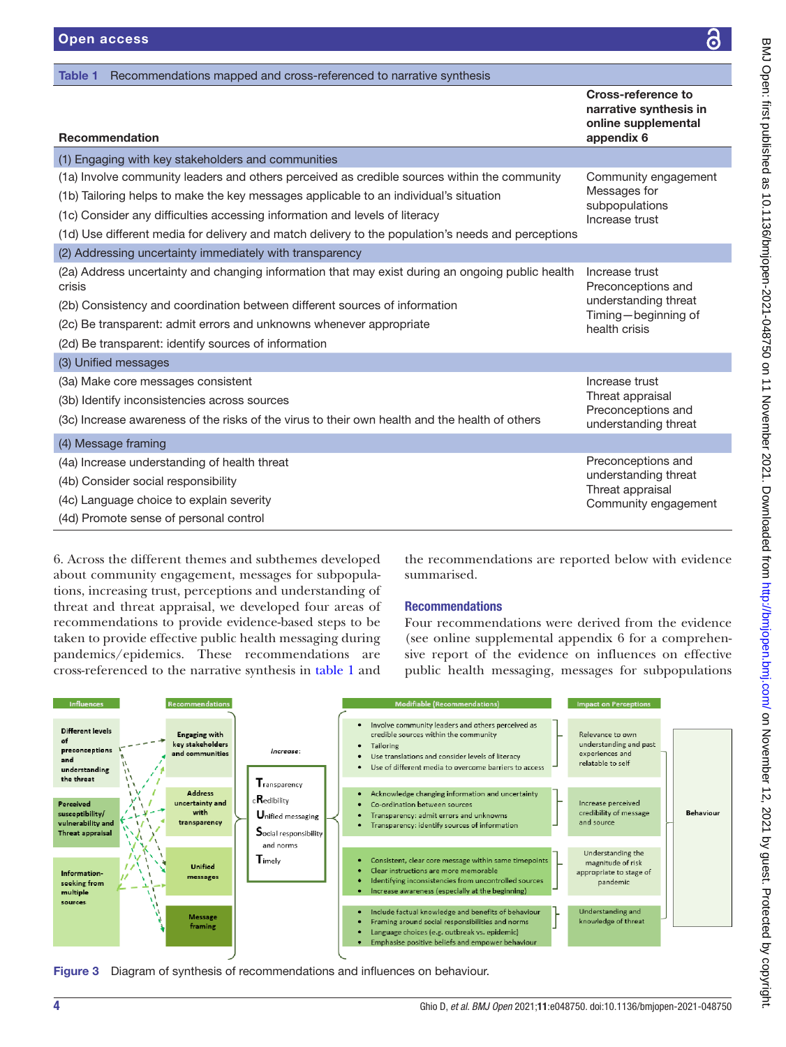**Table 1** Recommendations mapped and cross-referenced to narrative synthesis

| Recommendation | Cross-reference to narrative synthesis in online supplemental appendix 6 |
|---|---|
| (1) Engaging with key stakeholders and communities | |
| (1a) Involve community leaders and others perceived as credible sources within the community<br>(1b) Tailoring helps to make the key messages applicable to an individual's situation<br>(1c) Consider any difficulties accessing information and levels of literacy<br>(1d) Use different media for delivery and match delivery to the population's needs and perceptions | Community engagement<br>Messages for subpopulations<br>Increase trust |
| (2) Addressing uncertainty immediately with transparency | |
| (2a) Address uncertainty and changing information that may exist during an ongoing public health crisis<br>(2b) Consistency and coordination between different sources of information<br>(2c) Be transparent: admit errors and unknowns whenever appropriate<br>(2d) Be transparent: identify sources of information | Increase trust<br>Preconceptions and understanding threat<br>Timing—beginning of health crisis |
| (3) Unified messages | |
| (3a) Make core messages consistent<br>(3b) Identify inconsistencies across sources<br>(3c) Increase awareness of the risks of the virus to their own health and the health of others | Increase trust<br>Threat appraisal<br>Preconceptions and understanding threat |
| (4) Message framing | |
| (4a) Increase understanding of health threat<br>(4b) Consider social responsibility<br>(4c) Language choice to explain severity<br>(4d) Promote sense of personal control | Preconceptions and understanding threat<br>Threat appraisal<br>Community engagement |

6. Across the different themes and subthemes developed about community engagement, messages for subpopulations, increasing trust, perceptions and understanding of threat and threat appraisal, we developed four areas of recommendations to provide evidence-based steps to be taken to provide effective public health messaging during pandemics/epidemics. These recommendations are cross-referenced to the narrative synthesis in table 1 and the recommendations are reported below with evidence summarised.

## Recommendations

Four recommendations were derived from the evidence (see online supplemental appendix 6 for a comprehensive report of the evidence on influences on effective public health messaging, messages for subpopulations

Figure 3 Diagram of synthesis of recommendations and influences on behaviour.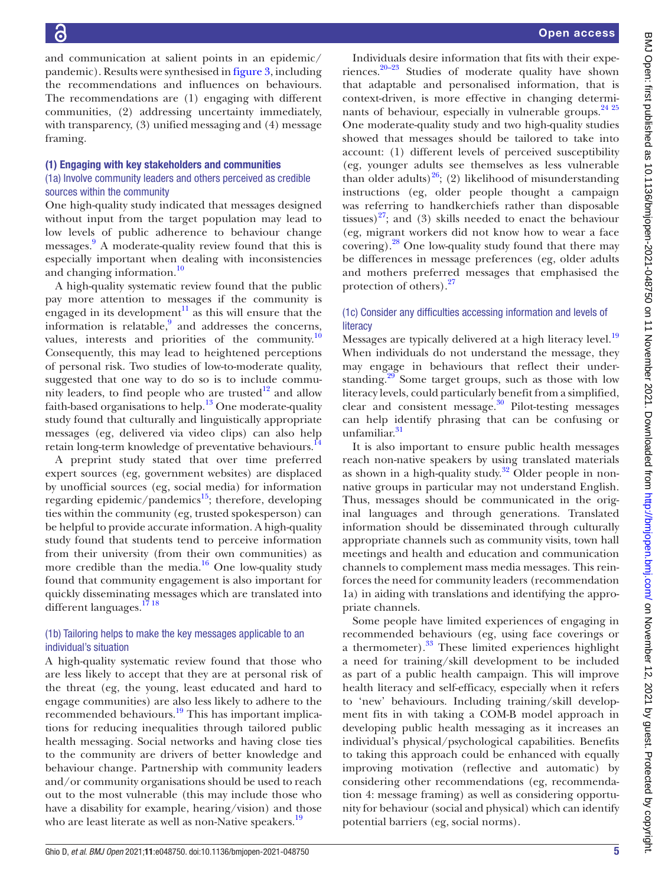and communication at salient points in an epidemic/pandemic). Results were synthesised in figure 3, including the recommendations and influences on behaviours. The recommendations are (1) engaging with different communities, (2) addressing uncertainty immediately, with transparency, (3) unified messaging and (4) message framing.

### (1) Engaging with key stakeholders and communities

#### (1a) Involve community leaders and others perceived as credible sources within the community

One high-quality study indicated that messages designed without input from the target population may lead to low levels of public adherence to behaviour change messages.[9] A moderate-quality review found that this is especially important when dealing with inconsistencies and changing information.[10]

A high-quality systematic review found that the public pay more attention to messages if the community is engaged in its development[11] as this will ensure that the information is relatable,[9] and addresses the concerns, values, interests and priorities of the community.[10] Consequently, this may lead to heightened perceptions of personal risk. Two studies of low-to-moderate quality, suggested that one way to do so is to include community leaders, to find people who are trusted[12] and allow faith-based organisations to help.[13] One moderate-quality study found that culturally and linguistically appropriate messages (eg, delivered via video clips) can also help retain long-term knowledge of preventative behaviours.[14]

A preprint study stated that over time preferred expert sources (eg, government websites) are displaced by unofficial sources (eg, social media) for information regarding epidemic/pandemics[15]; therefore, developing ties within the community (eg, trusted spokesperson) can be helpful to provide accurate information. A high-quality study found that students tend to perceive information from their university (from their own communities) as more credible than the media.[16] One low-quality study found that community engagement is also important for quickly disseminating messages which are translated into different languages.[17 18]

#### (1b) Tailoring helps to make the key messages applicable to an individual's situation

A high-quality systematic review found that those who are less likely to accept that they are at personal risk of the threat (eg, the young, least educated and hard to engage communities) are also less likely to adhere to the recommended behaviours.[19] This has important implications for reducing inequalities through tailored public health messaging. Social networks and having close ties to the community are drivers of better knowledge and behaviour change. Partnership with community leaders and/or community organisations should be used to reach out to the most vulnerable (this may include those who have a disability for example, hearing/vision) and those who are least literate as well as non-Native speakers.[19]

Individuals desire information that fits with their experiences.[20–23] Studies of moderate quality have shown that adaptable and personalised information, that is context-driven, is more effective in changing determinants of behaviour, especially in vulnerable groups.[24 25] One moderate-quality study and two high-quality studies showed that messages should be tailored to take into account: (1) different levels of perceived susceptibility (eg, younger adults see themselves as less vulnerable than older adults)[26]; (2) likelihood of misunderstanding instructions (eg, older people thought a campaign was referring to handkerchiefs rather than disposable tissues)[27]; and (3) skills needed to enact the behaviour (eg, migrant workers did not know how to wear a face covering).[28] One low-quality study found that there may be differences in message preferences (eg, older adults and mothers preferred messages that emphasised the protection of others).[27]

#### (1c) Consider any difficulties accessing information and levels of literacy

Messages are typically delivered at a high literacy level.[19] When individuals do not understand the message, they may engage in behaviours that reflect their understanding.[29] Some target groups, such as those with low literacy levels, could particularly benefit from a simplified, clear and consistent message.[30] Pilot-testing messages can help identify phrasing that can be confusing or unfamiliar.[31]

It is also important to ensure public health messages reach non-native speakers by using translated materials as shown in a high-quality study.[32] Older people in non-native groups in particular may not understand English. Thus, messages should be communicated in the original languages and through generations. Translated information should be disseminated through culturally appropriate channels such as community visits, town hall meetings and health and education and communication channels to complement mass media messages. This reinforces the need for community leaders (recommendation 1a) in aiding with translations and identifying the appropriate channels.

Some people have limited experiences of engaging in recommended behaviours (eg, using face coverings or a thermometer).[33] These limited experiences highlight a need for training/skill development to be included as part of a public health campaign. This will improve health literacy and self-efficacy, especially when it refers to 'new' behaviours. Including training/skill development fits in with taking a COM-B model approach in developing public health messaging as it increases an individual's physical/psychological capabilities. Benefits to taking this approach could be enhanced with equally improving motivation (reflective and automatic) by considering other recommendations (eg, recommendation 4: message framing) as well as considering opportunity for behaviour (social and physical) which can identify potential barriers (eg, social norms).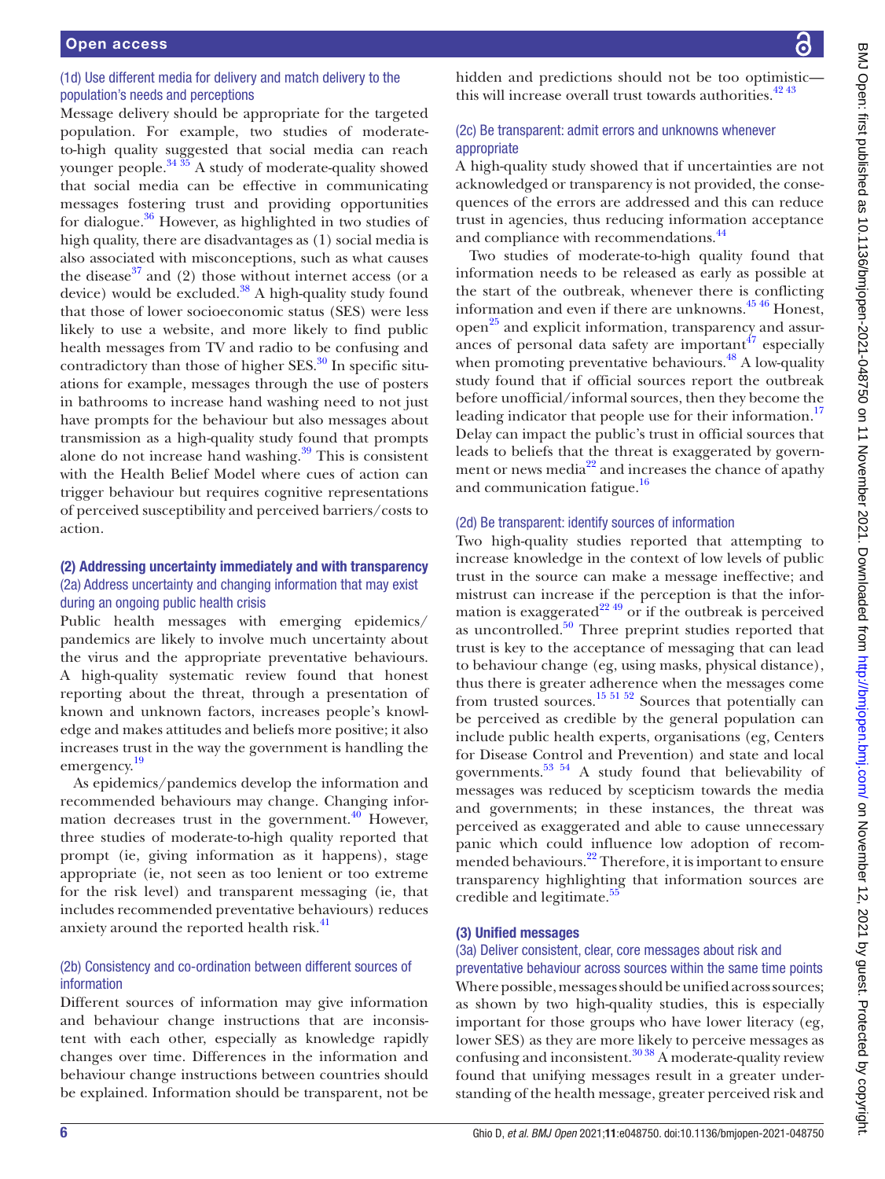### (1d) Use different media for delivery and match delivery to the population's needs and perceptions

Message delivery should be appropriate for the targeted population. For example, two studies of moderate-to-high quality suggested that social media can reach younger people.[34 35] A study of moderate-quality showed that social media can be effective in communicating messages fostering trust and providing opportunities for dialogue.[36] However, as highlighted in two studies of high quality, there are disadvantages as (1) social media is also associated with misconceptions, such as what causes the disease[37] and (2) those without internet access (or a device) would be excluded.[38] A high-quality study found that those of lower socioeconomic status (SES) were less likely to use a website, and more likely to find public health messages from TV and radio to be confusing and contradictory than those of higher SES.[30] In specific situations for example, messages through the use of posters in bathrooms to increase hand washing need to not just have prompts for the behaviour but also messages about transmission as a high-quality study found that prompts alone do not increase hand washing.[39] This is consistent with the Health Belief Model where cues of action can trigger behaviour but requires cognitive representations of perceived susceptibility and perceived barriers/costs to action.

## (2) Addressing uncertainty immediately and with transparency

### (2a) Address uncertainty and changing information that may exist during an ongoing public health crisis

Public health messages with emerging epidemics/pandemics are likely to involve much uncertainty about the virus and the appropriate preventative behaviours. A high-quality systematic review found that honest reporting about the threat, through a presentation of known and unknown factors, increases people's knowledge and makes attitudes and beliefs more positive; it also increases trust in the way the government is handling the emergency.[19]

As epidemics/pandemics develop the information and recommended behaviours may change. Changing information decreases trust in the government.[40] However, three studies of moderate-to-high quality reported that prompt (ie, giving information as it happens), stage appropriate (ie, not seen as too lenient or too extreme for the risk level) and transparent messaging (ie, that includes recommended preventative behaviours) reduces anxiety around the reported health risk.[41]

### (2b) Consistency and co-ordination between different sources of information

Different sources of information may give information and behaviour change instructions that are inconsistent with each other, especially as knowledge rapidly changes over time. Differences in the information and behaviour change instructions between countries should be explained. Information should be transparent, not be hidden and predictions should not be too optimistic—this will increase overall trust towards authorities.[42 43]

### (2c) Be transparent: admit errors and unknowns whenever appropriate

A high-quality study showed that if uncertainties are not acknowledged or transparency is not provided, the consequences of the errors are addressed and this can reduce trust in agencies, thus reducing information acceptance and compliance with recommendations.[44]

Two studies of moderate-to-high quality found that information needs to be released as early as possible at the start of the outbreak, whenever there is conflicting information and even if there are unknowns.[45 46] Honest, open[25] and explicit information, transparency and assurances of personal data safety are important[47] especially when promoting preventative behaviours.[48] A low-quality study found that if official sources report the outbreak before unofficial/informal sources, then they become the leading indicator that people use for their information.[17] Delay can impact the public's trust in official sources that leads to beliefs that the threat is exaggerated by government or news media[22] and increases the chance of apathy and communication fatigue.[16]

### (2d) Be transparent: identify sources of information

Two high-quality studies reported that attempting to increase knowledge in the context of low levels of public trust in the source can make a message ineffective; and mistrust can increase if the perception is that the information is exaggerated[22 49] or if the outbreak is perceived as uncontrolled.[50] Three preprint studies reported that trust is key to the acceptance of messaging that can lead to behaviour change (eg, using masks, physical distance), thus there is greater adherence when the messages come from trusted sources.[15 51 52] Sources that potentially can be perceived as credible by the general population can include public health experts, organisations (eg, Centers for Disease Control and Prevention) and state and local governments.[53 54] A study found that believability of messages was reduced by scepticism towards the media and governments; in these instances, the threat was perceived as exaggerated and able to cause unnecessary panic which could influence low adoption of recommended behaviours.[22] Therefore, it is important to ensure transparency highlighting that information sources are credible and legitimate.[55]

## (3) Unified messages

### (3a) Deliver consistent, clear, core messages about risk and preventative behaviour across sources within the same time points

Where possible, messages should be unified across sources; as shown by two high-quality studies, this is especially important for those groups who have lower literacy (eg, lower SES) as they are more likely to perceive messages as confusing and inconsistent.[30 38] A moderate-quality review found that unifying messages result in a greater understanding of the health message, greater perceived risk and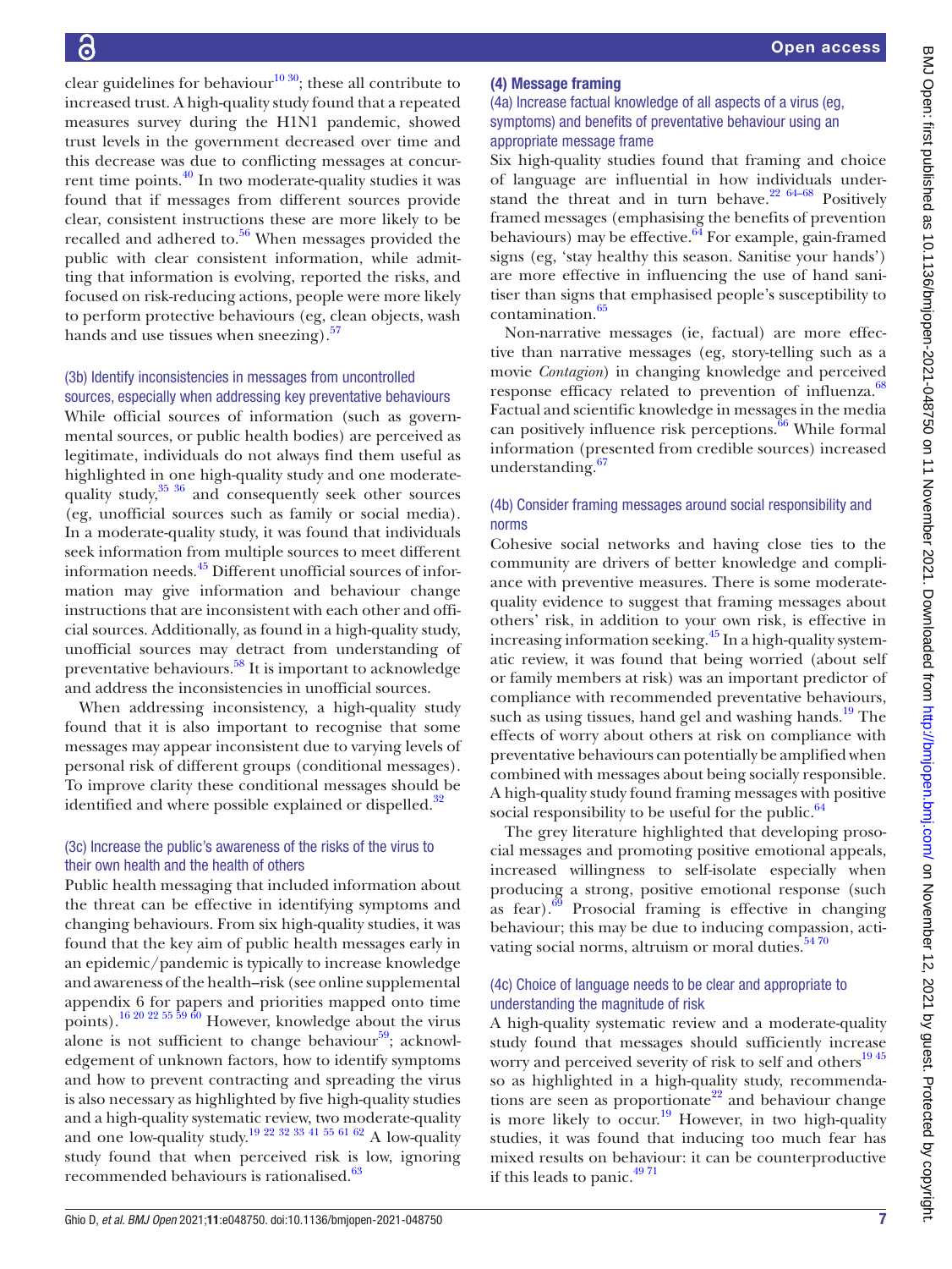clear guidelines for behaviour[10 30]; these all contribute to increased trust. A high-quality study found that a repeated measures survey during the H1N1 pandemic, showed trust levels in the government decreased over time and this decrease was due to conflicting messages at concurrent time points.[40] In two moderate-quality studies it was found that if messages from different sources provide clear, consistent instructions these are more likely to be recalled and adhered to.[56] When messages provided the public with clear consistent information, while admitting that information is evolving, reported the risks, and focused on risk-reducing actions, people were more likely to perform protective behaviours (eg, clean objects, wash hands and use tissues when sneezing).[57]

### (3b) Identify inconsistencies in messages from uncontrolled sources, especially when addressing key preventative behaviours

While official sources of information (such as governmental sources, or public health bodies) are perceived as legitimate, individuals do not always find them useful as highlighted in one high-quality study and one moderate-quality study,[35 36] and consequently seek other sources (eg, unofficial sources such as family or social media). In a moderate-quality study, it was found that individuals seek information from multiple sources to meet different information needs.[45] Different unofficial sources of information may give information and behaviour change instructions that are inconsistent with each other and official sources. Additionally, as found in a high-quality study, unofficial sources may detract from understanding of preventative behaviours.[58] It is important to acknowledge and address the inconsistencies in unofficial sources.

When addressing inconsistency, a high-quality study found that it is also important to recognise that some messages may appear inconsistent due to varying levels of personal risk of different groups (conditional messages). To improve clarity these conditional messages should be identified and where possible explained or dispelled.[32]

### (3c) Increase the public's awareness of the risks of the virus to their own health and the health of others

Public health messaging that included information about the threat can be effective in identifying symptoms and changing behaviours. From six high-quality studies, it was found that the key aim of public health messages early in an epidemic/pandemic is typically to increase knowledge and awareness of the health–risk (see online supplemental appendix 6 for papers and priorities mapped onto time points).[16 20 22 55 59 60] However, knowledge about the virus alone is not sufficient to change behaviour[59]; acknowledgement of unknown factors, how to identify symptoms and how to prevent contracting and spreading the virus is also necessary as highlighted by five high-quality studies and a high-quality systematic review, two moderate-quality and one low-quality study.[19 22 32 33 41 55 61 62] A low-quality study found that when perceived risk is low, ignoring recommended behaviours is rationalised.[63]

## (4) Message framing

### (4a) Increase factual knowledge of all aspects of a virus (eg, symptoms) and benefits of preventative behaviour using an appropriate message frame

Six high-quality studies found that framing and choice of language are influential in how individuals understand the threat and in turn behave.[22 64–68] Positively framed messages (emphasising the benefits of prevention behaviours) may be effective.[64] For example, gain-framed signs (eg, 'stay healthy this season. Sanitise your hands') are more effective in influencing the use of hand sanitiser than signs that emphasised people's susceptibility to contamination.[65]

Non-narrative messages (ie, factual) are more effective than narrative messages (eg, story-telling such as a movie *Contagion*) in changing knowledge and perceived response efficacy related to prevention of influenza.[68] Factual and scientific knowledge in messages in the media can positively influence risk perceptions.[66] While formal information (presented from credible sources) increased understanding.[67]

### (4b) Consider framing messages around social responsibility and norms

Cohesive social networks and having close ties to the community are drivers of better knowledge and compliance with preventive measures. There is some moderate-quality evidence to suggest that framing messages about others' risk, in addition to your own risk, is effective in increasing information seeking.[45] In a high-quality systematic review, it was found that being worried (about self or family members at risk) was an important predictor of compliance with recommended preventative behaviours, such as using tissues, hand gel and washing hands.[19] The effects of worry about others at risk on compliance with preventative behaviours can potentially be amplified when combined with messages about being socially responsible. A high-quality study found framing messages with positive social responsibility to be useful for the public.[64]

The grey literature highlighted that developing prosocial messages and promoting positive emotional appeals, increased willingness to self-isolate especially when producing a strong, positive emotional response (such as fear).[69] Prosocial framing is effective in changing behaviour; this may be due to inducing compassion, activating social norms, altruism or moral duties.[54 70]

### (4c) Choice of language needs to be clear and appropriate to understanding the magnitude of risk

A high-quality systematic review and a moderate-quality study found that messages should sufficiently increase worry and perceived severity of risk to self and others[19 45] so as highlighted in a high-quality study, recommendations are seen as proportionate[22] and behaviour change is more likely to occur.[19] However, in two high-quality studies, it was found that inducing too much fear has mixed results on behaviour: it can be counterproductive if this leads to panic.[49 71]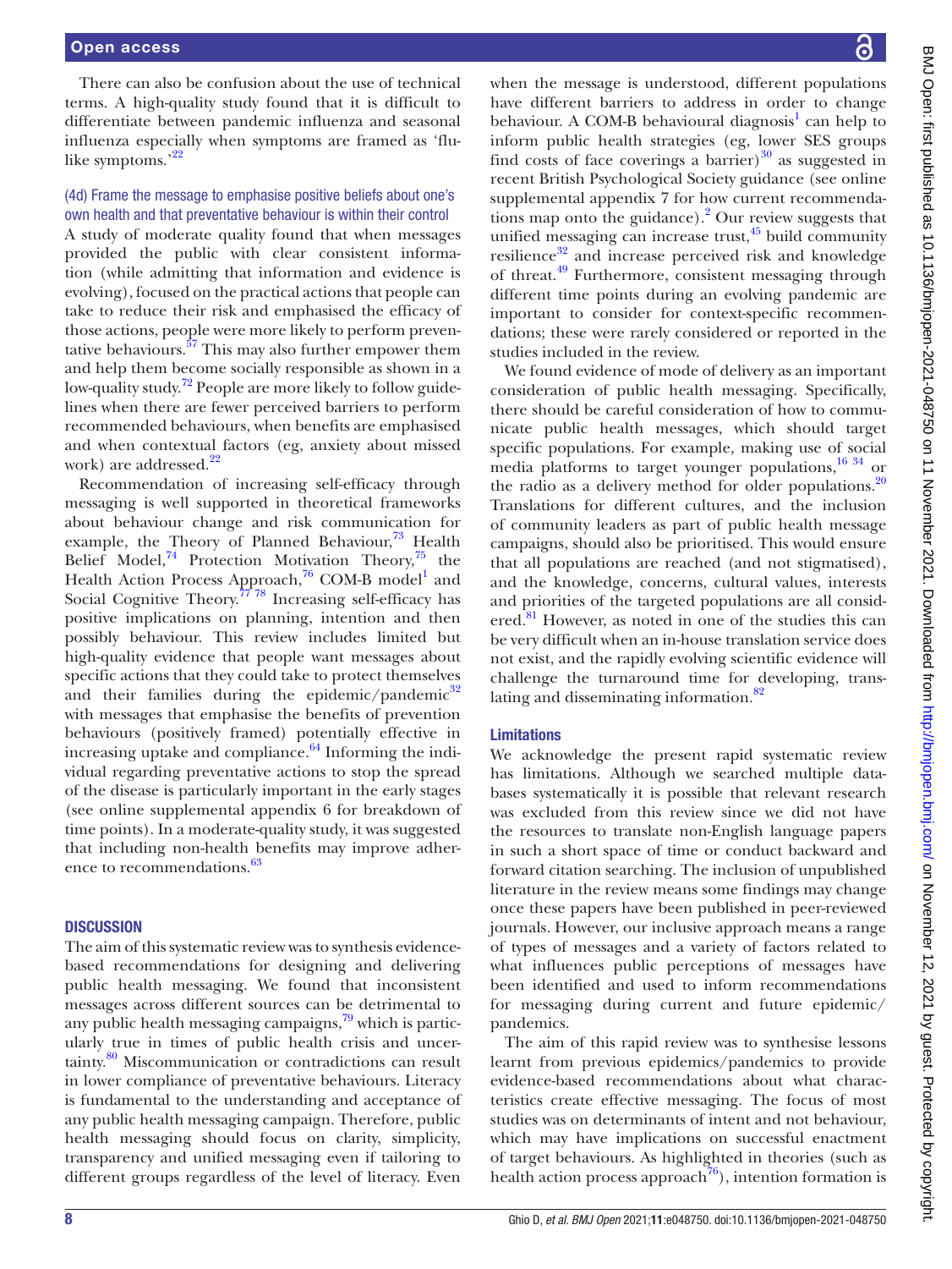There can also be confusion about the use of technical terms. A high-quality study found that it is difficult to differentiate between pandemic influenza and seasonal influenza especially when symptoms are framed as 'flu-like symptoms.'[22]

### (4d) Frame the message to emphasise positive beliefs about one's own health and that preventative behaviour is within their control

A study of moderate quality found that when messages provided the public with clear consistent information (while admitting that information and evidence is evolving), focused on the practical actions that people can take to reduce their risk and emphasised the efficacy of those actions, people were more likely to perform preventative behaviours.[57] This may also further empower them and help them become socially responsible as shown in a low-quality study.[72] People are more likely to follow guidelines when there are fewer perceived barriers to perform recommended behaviours, when benefits are emphasised and when contextual factors (eg, anxiety about missed work) are addressed.[22]

Recommendation of increasing self-efficacy through messaging is well supported in theoretical frameworks about behaviour change and risk communication for example, the Theory of Planned Behaviour,[73] Health Belief Model,[74] Protection Motivation Theory,[75] the Health Action Process Approach,[76] COM-B model[1] and Social Cognitive Theory.[77 78] Increasing self-efficacy has positive implications on planning, intention and then possibly behaviour. This review includes limited but high-quality evidence that people want messages about specific actions that they could take to protect themselves and their families during the epidemic/pandemic[32] with messages that emphasise the benefits of prevention behaviours (positively framed) potentially effective in increasing uptake and compliance.[64] Informing the individual regarding preventative actions to stop the spread of the disease is particularly important in the early stages (see online supplemental appendix 6 for breakdown of time points). In a moderate-quality study, it was suggested that including non-health benefits may improve adherence to recommendations.[63]

## DISCUSSION

The aim of this systematic review was to synthesis evidence-based recommendations for designing and delivering public health messaging. We found that inconsistent messages across different sources can be detrimental to any public health messaging campaigns,[79] which is particularly true in times of public health crisis and uncertainty.[80] Miscommunication or contradictions can result in lower compliance of preventative behaviours. Literacy is fundamental to the understanding and acceptance of any public health messaging campaign. Therefore, public health messaging should focus on clarity, simplicity, transparency and unified messaging even if tailoring to different groups regardless of the level of literacy. Even when the message is understood, different populations have different barriers to address in order to change behaviour. A COM-B behavioural diagnosis[1] can help to inform public health strategies (eg, lower SES groups find costs of face coverings a barrier)[30] as suggested in recent British Psychological Society guidance (see online supplemental appendix 7 for how current recommendations map onto the guidance).[2] Our review suggests that unified messaging can increase trust,[45] build community resilience[32] and increase perceived risk and knowledge of threat.[49] Furthermore, consistent messaging through different time points during an evolving pandemic are important to consider for context-specific recommendations; these were rarely considered or reported in the studies included in the review.

We found evidence of mode of delivery as an important consideration of public health messaging. Specifically, there should be careful consideration of how to communicate public health messages, which should target specific populations. For example, making use of social media platforms to target younger populations,[16 34] or the radio as a delivery method for older populations.[20] Translations for different cultures, and the inclusion of community leaders as part of public health message campaigns, should also be prioritised. This would ensure that all populations are reached (and not stigmatised), and the knowledge, concerns, cultural values, interests and priorities of the targeted populations are all considered.[81] However, as noted in one of the studies this can be very difficult when an in-house translation service does not exist, and the rapidly evolving scientific evidence will challenge the turnaround time for developing, translating and disseminating information.[82]

### Limitations

We acknowledge the present rapid systematic review has limitations. Although we searched multiple databases systematically it is possible that relevant research was excluded from this review since we did not have the resources to translate non-English language papers in such a short space of time or conduct backward and forward citation searching. The inclusion of unpublished literature in the review means some findings may change once these papers have been published in peer-reviewed journals. However, our inclusive approach means a range of types of messages and a variety of factors related to what influences public perceptions of messages have been identified and used to inform recommendations for messaging during current and future epidemic/pandemics.

The aim of this rapid review was to synthesise lessons learnt from previous epidemics/pandemics to provide evidence-based recommendations about what characteristics create effective messaging. The focus of most studies was on determinants of intent and not behaviour, which may have implications on successful enactment of target behaviours. As highlighted in theories (such as health action process approach[76]), intention formation is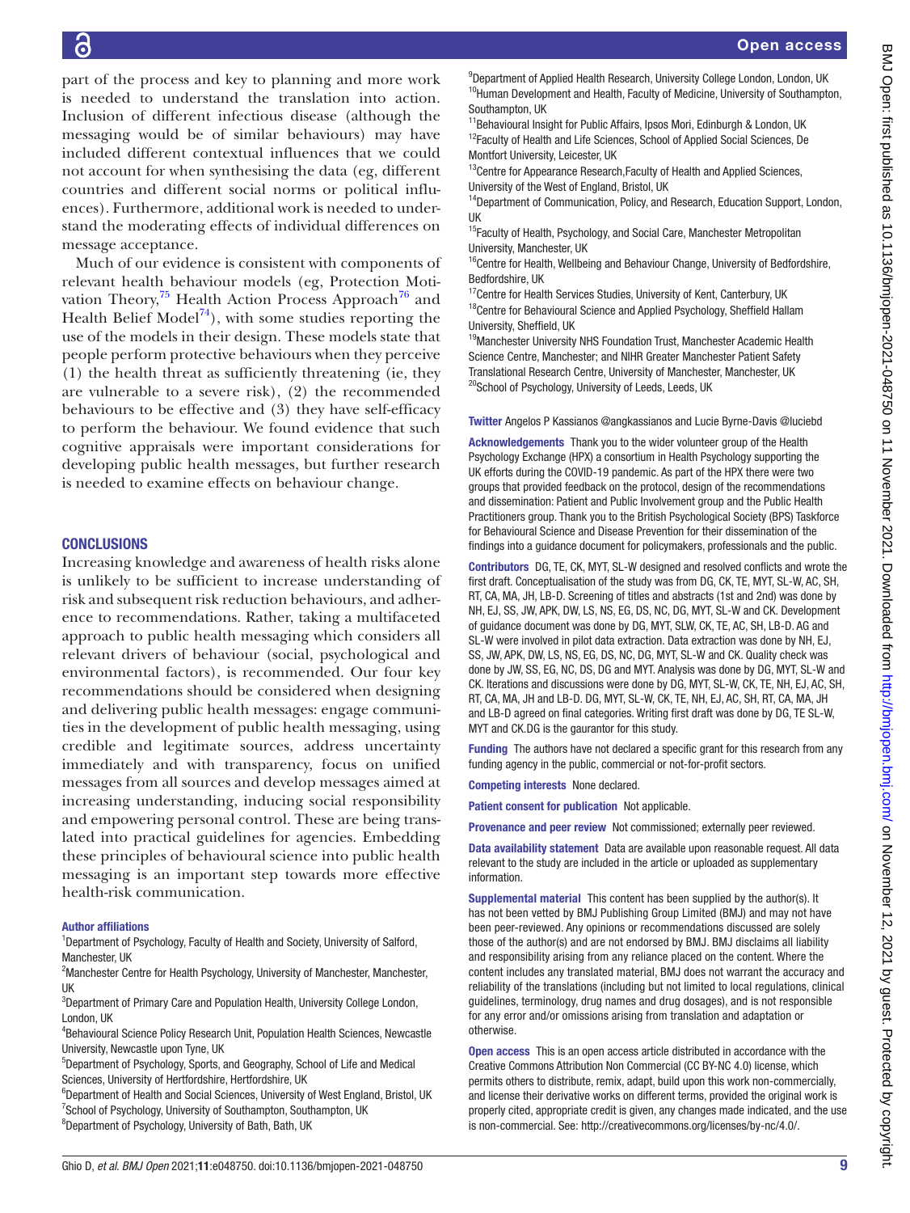part of the process and key to planning and more work is needed to understand the translation into action. Inclusion of different infectious disease (although the messaging would be of similar behaviours) may have included different contextual influences that we could not account for when synthesising the data (eg, different countries and different social norms or political influences). Furthermore, additional work is needed to understand the moderating effects of individual differences on message acceptance.

Much of our evidence is consistent with components of relevant health behaviour models (eg, Protection Motivation Theory,[75] Health Action Process Approach[76] and Health Belief Model[74]), with some studies reporting the use of the models in their design. These models state that people perform protective behaviours when they perceive (1) the health threat as sufficiently threatening (ie, they are vulnerable to a severe risk), (2) the recommended behaviours to be effective and (3) they have self-efficacy to perform the behaviour. We found evidence that such cognitive appraisals were important considerations for developing public health messages, but further research is needed to examine effects on behaviour change.

## CONCLUSIONS

Increasing knowledge and awareness of health risks alone is unlikely to be sufficient to increase understanding of risk and subsequent risk reduction behaviours, and adherence to recommendations. Rather, taking a multifaceted approach to public health messaging which considers all relevant drivers of behaviour (social, psychological and environmental factors), is recommended. Our four key recommendations should be considered when designing and delivering public health messages: engage communities in the development of public health messaging, using credible and legitimate sources, address uncertainty immediately and with transparency, focus on unified messages from all sources and develop messages aimed at increasing understanding, inducing social responsibility and empowering personal control. These are being translated into practical guidelines for agencies. Embedding these principles of behavioural science into public health messaging is an important step towards more effective health-risk communication.

**Author affiliations**

[1]Department of Psychology, Faculty of Health and Society, University of Salford, Manchester, UK
[2]Manchester Centre for Health Psychology, University of Manchester, Manchester, UK
[3]Department of Primary Care and Population Health, University College London, London, UK
[4]Behavioural Science Policy Research Unit, Population Health Sciences, Newcastle University, Newcastle upon Tyne, UK
[5]Department of Psychology, Sports, and Geography, School of Life and Medical Sciences, University of Hertfordshire, Hertfordshire, UK
[6]Department of Health and Social Sciences, University of West England, Bristol, UK
[7]School of Psychology, University of Southampton, Southampton, UK
[8]Department of Psychology, University of Bath, Bath, UK
[9]Department of Applied Health Research, University College London, London, UK
[10]Human Development and Health, Faculty of Medicine, University of Southampton, Southampton, UK
[11]Behavioural Insight for Public Affairs, Ipsos Mori, Edinburgh & London, UK
[12]Faculty of Health and Life Sciences, School of Applied Social Sciences, De Montfort University, Leicester, UK
[13]Centre for Appearance Research,Faculty of Health and Applied Sciences, University of the West of England, Bristol, UK
[14]Department of Communication, Policy, and Research, Education Support, London, UK
[15]Faculty of Health, Psychology, and Social Care, Manchester Metropolitan University, Manchester, UK
[16]Centre for Health, Wellbeing and Behaviour Change, University of Bedfordshire, Bedfordshire, UK
[17]Centre for Health Services Studies, University of Kent, Canterbury, UK
[18]Centre for Behavioural Science and Applied Psychology, Sheffield Hallam University, Sheffield, UK
[19]Manchester University NHS Foundation Trust, Manchester Academic Health Science Centre, Manchester; and NIHR Greater Manchester Patient Safety Translational Research Centre, University of Manchester, Manchester, UK
[20]School of Psychology, University of Leeds, Leeds, UK

**Twitter** Angelos P Kassianos @angkassianos and Lucie Byrne-Davis @luciebd

**Acknowledgements** Thank you to the wider volunteer group of the Health Psychology Exchange (HPX) a consortium in Health Psychology supporting the UK efforts during the COVID-19 pandemic. As part of the HPX there were two groups that provided feedback on the protocol, design of the recommendations and dissemination: Patient and Public Involvement group and the Public Health Practitioners group. Thank you to the British Psychological Society (BPS) Taskforce for Behavioural Science and Disease Prevention for their dissemination of the findings into a guidance document for policymakers, professionals and the public.

**Contributors** DG, TE, CK, MYT, SL-W designed and resolved conflicts and wrote the first draft. Conceptualisation of the study was from DG, CK, TE, MYT, SL-W, AC, SH, RT, CA, MA, JH, LB-D. Screening of titles and abstracts (1st and 2nd) was done by NH, EJ, SS, JW, APK, DW, LS, NS, EG, DS, NC, DG, MYT, SL-W and CK. Development of guidance document was done by DG, MYT, SLW, CK, TE, AC, SH, LB-D. AG and SL-W were involved in pilot data extraction. Data extraction was done by NH, EJ, SS, JW, APK, DW, LS, NS, EG, DS, NC, DG, MYT, SL-W and CK. Quality check was done by JW, SS, EG, NC, DS, DG and MYT. Analysis was done by DG, MYT, SL-W and CK. Iterations and discussions were done by DG, MYT, SL-W, CK, TE, NH, EJ, AC, SH, RT, CA, MA, JH and LB-D. DG, MYT, SL-W, CK, TE, NH, EJ, AC, SH, RT, CA, MA, JH and LB-D agreed on final categories. Writing first draft was done by DG, TE SL-W, MYT and CK.DG is the gaurantor for this study.

**Funding** The authors have not declared a specific grant for this research from any funding agency in the public, commercial or not-for-profit sectors.

**Competing interests** None declared.

**Patient consent for publication** Not applicable.

**Provenance and peer review** Not commissioned; externally peer reviewed.

**Data availability statement** Data are available upon reasonable request. All data relevant to the study are included in the article or uploaded as supplementary information.

**Supplemental material** This content has been supplied by the author(s). It has not been vetted by BMJ Publishing Group Limited (BMJ) and may not have been peer-reviewed. Any opinions or recommendations discussed are solely those of the author(s) and are not endorsed by BMJ. BMJ disclaims all liability and responsibility arising from any reliance placed on the content. Where the content includes any translated material, BMJ does not warrant the accuracy and reliability of the translations (including but not limited to local regulations, clinical guidelines, terminology, drug names and drug dosages), and is not responsible for any error and/or omissions arising from translation and adaptation or otherwise.

**Open access** This is an open access article distributed in accordance with the Creative Commons Attribution Non Commercial (CC BY-NC 4.0) license, which permits others to distribute, remix, adapt, build upon this work non-commercially, and license their derivative works on different terms, provided the original work is properly cited, appropriate credit is given, any changes made indicated, and the use is non-commercial. See: http://creativecommons.org/licenses/by-nc/4.0/.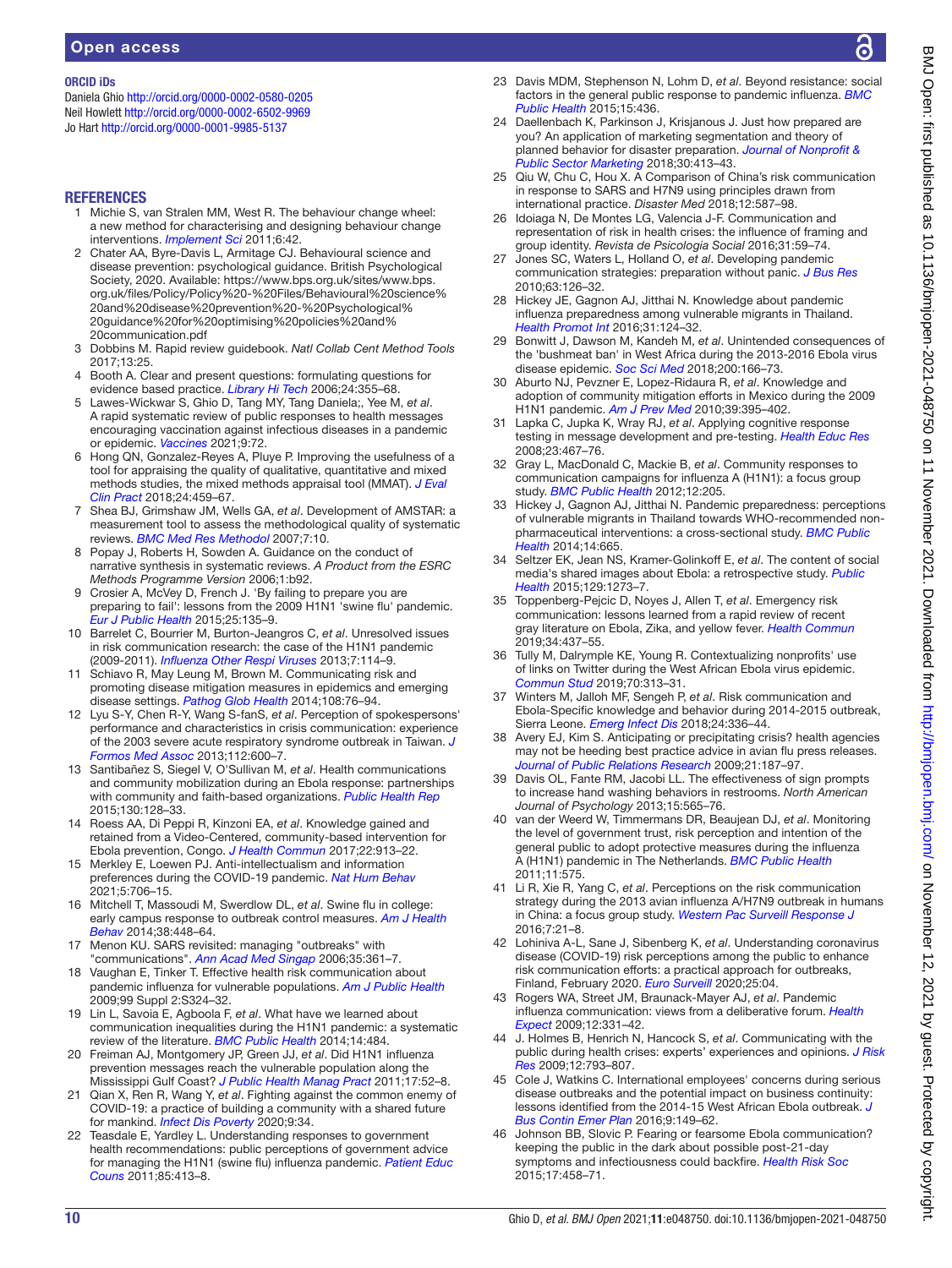## ORCID iDs

Daniela Ghio http://orcid.org/0000-0002-0580-0205
Neil Howlett http://orcid.org/0000-0002-6502-9969
Jo Hart http://orcid.org/0000-0001-9985-5137

## REFERENCES

1. Michie S, van Stralen MM, West R. The behaviour change wheel: a new method for characterising and designing behaviour change interventions. *Implement Sci* 2011;6:42.
2. Chater AA, Byre-Davis L, Armitage CJ. Behavioural science and disease prevention: psychological guidance. British Psychological Society, 2020. Available: https://www.bps.org.uk/sites/www.bps.org.uk/files/Policy/Policy%20-%20Files/Behavioural%20science%20and%20disease%20prevention%20-%20Psychological%20guidance%20for%20optimising%20policies%20and%20communication.pdf
3. Dobbins M. Rapid review guidebook. *Natl Collab Cent Method Tools* 2017;13:25.
4. Booth A. Clear and present questions: formulating questions for evidence based practice. *Library Hi Tech* 2006;24:355–68.
5. Lawes-Wickwar S, Ghio D, Tang MY, Tang Daniela;, Yee M, *et al*. A rapid systematic review of public responses to health messages encouraging vaccination against infectious diseases in a pandemic or epidemic. *Vaccines* 2021;9:72.
6. Hong QN, Gonzalez-Reyes A, Pluye P. Improving the usefulness of a tool for appraising the quality of qualitative, quantitative and mixed methods studies, the mixed methods appraisal tool (MMAT). *J Eval Clin Pract* 2018;24:459–67.
7. Shea BJ, Grimshaw JM, Wells GA, *et al*. Development of AMSTAR: a measurement tool to assess the methodological quality of systematic reviews. *BMC Med Res Methodol* 2007;7:10.
8. Popay J, Roberts H, Sowden A. Guidance on the conduct of narrative synthesis in systematic reviews. *A Product from the ESRC Methods Programme Version* 2006;1:b92.
9. Crosier A, McVey D, French J. 'By failing to prepare you are preparing to fail': lessons from the 2009 H1N1 'swine flu' pandemic. *Eur J Public Health* 2015;25:135–9.
10. Barrelet C, Bourrier M, Burton-Jeangros C, *et al*. Unresolved issues in risk communication research: the case of the H1N1 pandemic (2009-2011). *Influenza Other Respi Viruses* 2013;7:114–9.
11. Schiavo R, May Leung M, Brown M. Communicating risk and promoting disease mitigation measures in epidemics and emerging disease settings. *Pathog Glob Health* 2014;108:76–94.
12. Lyu S-Y, Chen R-Y, Wang S-fanS, *et al*. Perception of spokespersons' performance and characteristics in crisis communication: experience of the 2003 severe acute respiratory syndrome outbreak in Taiwan. *J Formos Med Assoc* 2013;112:600–7.
13. Santibañez S, Siegel V, O'Sullivan M, *et al*. Health communications and community mobilization during an Ebola response: partnerships with community and faith-based organizations. *Public Health Rep* 2015;130:128–33.
14. Roess AA, Di Peppi R, Kinzoni EA, *et al*. Knowledge gained and retained from a Video-Centered, community-based intervention for Ebola prevention, Congo. *J Health Commun* 2017;22:913–22.
15. Merkley E, Loewen PJ. Anti-intellectualism and information preferences during the COVID-19 pandemic. *Nat Hum Behav* 2021;5:706–15.
16. Mitchell T, Massoudi M, Swerdlow DL, *et al*. Swine flu in college: early campus response to outbreak control measures. *Am J Health Behav* 2014;38:448–64.
17. Menon KU. SARS revisited: managing "outbreaks" with "communications". *Ann Acad Med Singap* 2006;35:361–7.
18. Vaughan E, Tinker T. Effective health risk communication about pandemic influenza for vulnerable populations. *Am J Public Health* 2009;99 Suppl 2:S324–32.
19. Lin L, Savoia E, Agboola F, *et al*. What have we learned about communication inequalities during the H1N1 pandemic: a systematic review of the literature. *BMC Public Health* 2014;14:484.
20. Freiman AJ, Montgomery JP, Green JJ, *et al*. Did H1N1 influenza prevention messages reach the vulnerable population along the Mississippi Gulf Coast? *J Public Health Manag Pract* 2011;17:52–8.
21. Qian X, Ren R, Wang Y, *et al*. Fighting against the common enemy of COVID-19: a practice of building a community with a shared future for mankind. *Infect Dis Poverty* 2020;9:34.
22. Teasdale E, Yardley L. Understanding responses to government health recommendations: public perceptions of government advice for managing the H1N1 (swine flu) influenza pandemic. *Patient Educ Couns* 2011;85:413–8.
23. Davis MDM, Stephenson N, Lohm D, *et al*. Beyond resistance: social factors in the general public response to pandemic influenza. *BMC Public Health* 2015;15:436.
24. Daellenbach K, Parkinson J, Krisjanous J. Just how prepared are you? An application of marketing segmentation and theory of planned behavior for disaster preparation. *Journal of Nonprofit & Public Sector Marketing* 2018;30:413–43.
25. Qiu W, Chu C, Hou X. A Comparison of China's risk communication in response to SARS and H7N9 using principles drawn from international practice. *Disaster Med* 2018;12:587–98.
26. Idoiaga N, De Montes LG, Valencia J-F. Communication and representation of risk in health crises: the influence of framing and group identity. *Revista de Psicologia Social* 2016;31:59–74.
27. Jones SC, Waters L, Holland O, *et al*. Developing pandemic communication strategies: preparation without panic. *J Bus Res* 2010;63:126–32.
28. Hickey JE, Gagnon AJ, Jitthai N. Knowledge about pandemic influenza preparedness among vulnerable migrants in Thailand. *Health Promot Int* 2016;31:124–32.
29. Bonwitt J, Dawson M, Kandeh M, *et al*. Unintended consequences of the 'bushmeat ban' in West Africa during the 2013-2016 Ebola virus disease epidemic. *Soc Sci Med* 2018;200:166–73.
30. Aburto NJ, Pevzner E, Lopez-Ridaura R, *et al*. Knowledge and adoption of community mitigation efforts in Mexico during the 2009 H1N1 pandemic. *Am J Prev Med* 2010;39:395–402.
31. Lapka C, Jupka K, Wray RJ, *et al*. Applying cognitive response testing in message development and pre-testing. *Health Educ Res* 2008;23:467–76.
32. Gray L, MacDonald C, Mackie B, *et al*. Community responses to communication campaigns for influenza A (H1N1): a focus group study. *BMC Public Health* 2012;12:205.
33. Hickey J, Gagnon AJ, Jitthai N. Pandemic preparedness: perceptions of vulnerable migrants in Thailand towards WHO-recommended non-pharmaceutical interventions: a cross-sectional study. *BMC Public Health* 2014;14:665.
34. Seltzer EK, Jean NS, Kramer-Golinkoff E, *et al*. The content of social media's shared images about Ebola: a retrospective study. *Public Health* 2015;129:1273–7.
35. Toppenberg-Pejcic D, Noyes J, Allen T, *et al*. Emergency risk communication: lessons learned from a rapid review of recent gray literature on Ebola, Zika, and yellow fever. *Health Commun* 2019;34:437–55.
36. Tully M, Dalrymple KE, Young R. Contextualizing nonprofits' use of links on Twitter during the West African Ebola virus epidemic. *Commun Stud* 2019;70:313–31.
37. Winters M, Jalloh MF, Sengeh P, *et al*. Risk communication and Ebola-Specific knowledge and behavior during 2014-2015 outbreak, Sierra Leone. *Emerg Infect Dis* 2018;24:336–44.
38. Avery EJ, Kim S. Anticipating or precipitating crisis? health agencies may not be heeding best practice advice in avian flu press releases. *Journal of Public Relations Research* 2009;21:187–97.
39. Davis OL, Fante RM, Jacobi LL. The effectiveness of sign prompts to increase hand washing behaviors in restrooms. *North American Journal of Psychology* 2013;15:565–76.
40. van der Weerd W, Timmermans DR, Beaujean DJ, *et al*. Monitoring the level of government trust, risk perception and intention of the general public to adopt protective measures during the influenza A (H1N1) pandemic in The Netherlands. *BMC Public Health* 2011;11:575.
41. Li R, Xie R, Yang C, *et al*. Perceptions on the risk communication strategy during the 2013 avian influenza A/H7N9 outbreak in humans in China: a focus group study. *Western Pac Surveill Response J* 2016;7:21–8.
42. Lohiniva A-L, Sane J, Sibenberg K, *et al*. Understanding coronavirus disease (COVID-19) risk perceptions among the public to enhance risk communication efforts: a practical approach for outbreaks, Finland, February 2020. *Euro Surveill* 2020;25:04.
43. Rogers WA, Street JM, Braunack-Mayer AJ, *et al*. Pandemic influenza communication: views from a deliberative forum. *Health Expect* 2009;12:331–42.
44. J. Holmes B, Henrich N, Hancock S, *et al*. Communicating with the public during health crises: experts' experiences and opinions. *J Risk Res* 2009;12:793–807.
45. Cole J, Watkins C. International employees' concerns during serious disease outbreaks and the potential impact on business continuity: lessons identified from the 2014-15 West African Ebola outbreak. *J Bus Contin Emer Plan* 2016;9:149–62.
46. Johnson BB, Slovic P. Fearing or fearsome Ebola communication? keeping the public in the dark about possible post-21-day symptoms and infectiousness could backfire. *Health Risk Soc* 2015;17:458–71.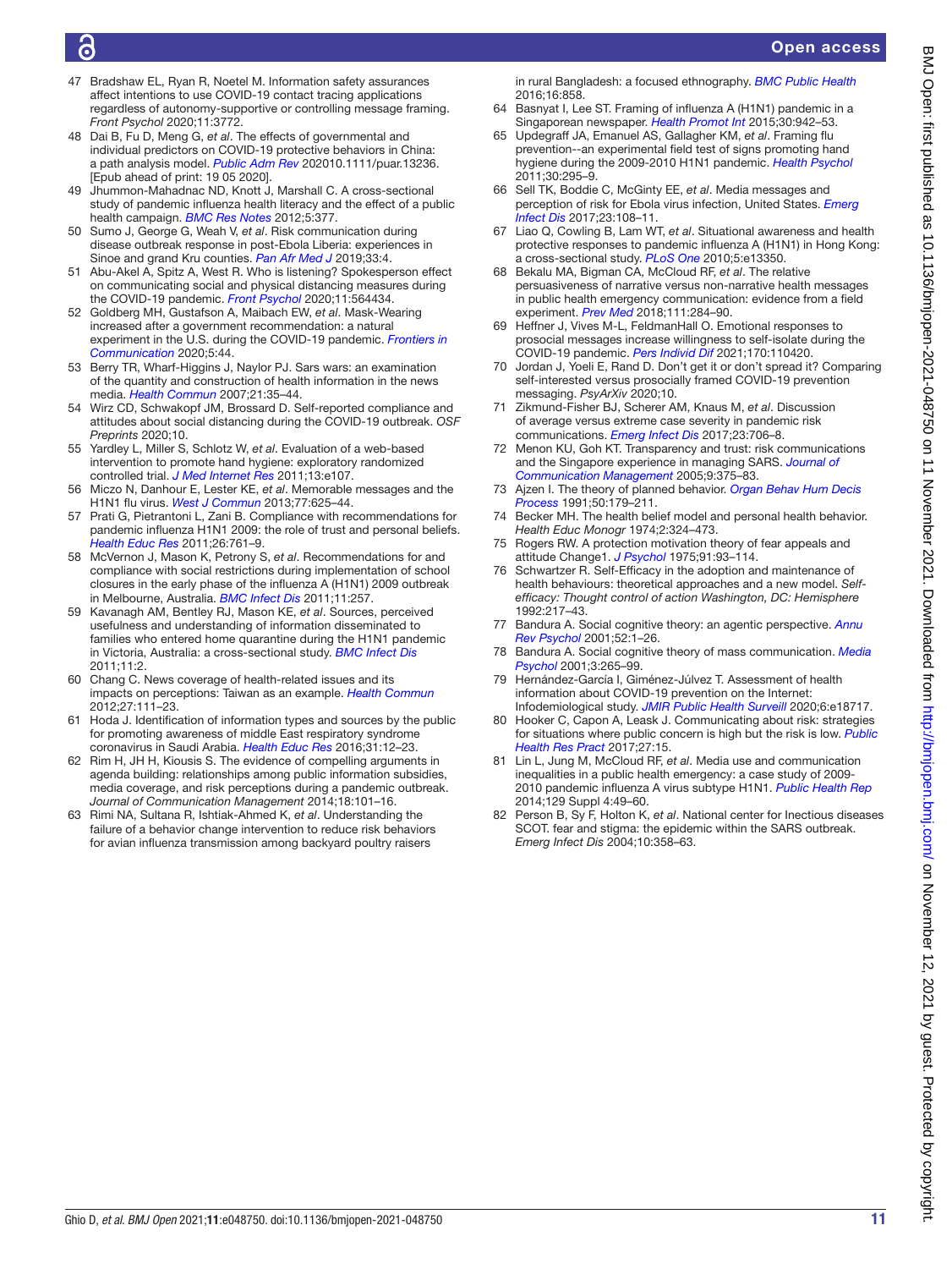47 Bradshaw EL, Ryan R, Noetel M. Information safety assurances affect intentions to use COVID-19 contact tracing applications regardless of autonomy-supportive or controlling message framing. *Front Psychol* 2020;11:3772.

48 Dai B, Fu D, Meng G, *et al*. The effects of governmental and individual predictors on COVID-19 protective behaviors in China: a path analysis model. *Public Adm Rev* 202010.1111/puar.13236. [Epub ahead of print: 19 05 2020].

49 Jhummon-Mahadnac ND, Knott J, Marshall C. A cross-sectional study of pandemic influenza health literacy and the effect of a public health campaign. *BMC Res Notes* 2012;5:377.

50 Sumo J, George G, Weah V, *et al*. Risk communication during disease outbreak response in post-Ebola Liberia: experiences in Sinoe and grand Kru counties. *Pan Afr Med J* 2019;33:4.

51 Abu-Akel A, Spitz A, West R. Who is listening? Spokesperson effect on communicating social and physical distancing measures during the COVID-19 pandemic. *Front Psychol* 2020;11:564434.

52 Goldberg MH, Gustafson A, Maibach EW, *et al*. Mask-Wearing increased after a government recommendation: a natural experiment in the U.S. during the COVID-19 pandemic. *Frontiers in Communication* 2020;5:44.

53 Berry TR, Wharf-Higgins J, Naylor PJ. Sars wars: an examination of the quantity and construction of health information in the news media. *Health Commun* 2007;21:35–44.

54 Wirz CD, Schwakopf JM, Brossard D. Self-reported compliance and attitudes about social distancing during the COVID-19 outbreak. *OSF Preprints* 2020;10.

55 Yardley L, Miller S, Schlotz W, *et al*. Evaluation of a web-based intervention to promote hand hygiene: exploratory randomized controlled trial. *J Med Internet Res* 2011;13:e107.

56 Miczo N, Danhour E, Lester KE, *et al*. Memorable messages and the H1N1 flu virus. *West J Commun* 2013;77:625–44.

57 Prati G, Pietrantoni L, Zani B. Compliance with recommendations for pandemic influenza H1N1 2009: the role of trust and personal beliefs. *Health Educ Res* 2011;26:761–9.

58 McVernon J, Mason K, Petrony S, *et al*. Recommendations for and compliance with social restrictions during implementation of school closures in the early phase of the influenza A (H1N1) 2009 outbreak in Melbourne, Australia. *BMC Infect Dis* 2011;11:257.

59 Kavanagh AM, Bentley RJ, Mason KE, *et al*. Sources, perceived usefulness and understanding of information disseminated to families who entered home quarantine during the H1N1 pandemic in Victoria, Australia: a cross-sectional study. *BMC Infect Dis* 2011;11:2.

60 Chang C. News coverage of health-related issues and its impacts on perceptions: Taiwan as an example. *Health Commun* 2012;27:111–23.

61 Hoda J. Identification of information types and sources by the public for promoting awareness of middle East respiratory syndrome coronavirus in Saudi Arabia. *Health Educ Res* 2016;31:12–23.

62 Rim H, JH H, Kiousis S. The evidence of compelling arguments in agenda building: relationships among public information subsidies, media coverage, and risk perceptions during a pandemic outbreak. *Journal of Communication Management* 2014;18:101–16.

63 Rimi NA, Sultana R, Ishtiak-Ahmed K, *et al*. Understanding the failure of a behavior change intervention to reduce risk behaviors for avian influenza transmission among backyard poultry raisers in rural Bangladesh: a focused ethnography. *BMC Public Health* 2016;16:858.

64 Basnyat I, Lee ST. Framing of influenza A (H1N1) pandemic in a Singaporean newspaper. *Health Promot Int* 2015;30:942–53.

65 Updegraff JA, Emanuel AS, Gallagher KM, *et al*. Framing flu prevention--an experimental field test of signs promoting hand hygiene during the 2009-2010 H1N1 pandemic. *Health Psychol* 2011;30:295–9.

66 Sell TK, Boddie C, McGinty EE, *et al*. Media messages and perception of risk for Ebola virus infection, United States. *Emerg Infect Dis* 2017;23:108–11.

67 Liao Q, Cowling B, Lam WT, *et al*. Situational awareness and health protective responses to pandemic influenza A (H1N1) in Hong Kong: a cross-sectional study. *PLoS One* 2010;5:e13350.

68 Bekalu MA, Bigman CA, McCloud RF, *et al*. The relative persuasiveness of narrative versus non-narrative health messages in public health emergency communication: evidence from a field experiment. *Prev Med* 2018;111:284–90.

69 Heffner J, Vives M-L, FeldmanHall O. Emotional responses to prosocial messages increase willingness to self-isolate during the COVID-19 pandemic. *Pers Individ Dif* 2021;170:110420.

70 Jordan J, Yoeli E, Rand D. Don't get it or don't spread it? Comparing self-interested versus prosocially framed COVID-19 prevention messaging. *PsyArXiv* 2020;10.

71 Zikmund-Fisher BJ, Scherer AM, Knaus M, *et al*. Discussion of average versus extreme case severity in pandemic risk communications. *Emerg Infect Dis* 2017;23:706–8.

72 Menon KU, Goh KT. Transparency and trust: risk communications and the Singapore experience in managing SARS. *Journal of Communication Management* 2005;9:375–83.

73 Ajzen I. The theory of planned behavior. *Organ Behav Hum Decis Process* 1991;50:179–211.

74 Becker MH. The health belief model and personal health behavior. *Health Educ Monogr* 1974;2:324–473.

75 Rogers RW. A protection motivation theory of fear appeals and attitude Change1. *J Psychol* 1975;91:93–114.

76 Schwartzer R. Self-Efficacy in the adoption and maintenance of health behaviours: theoretical approaches and a new model. *Self-efficacy: Thought control of action Washington, DC: Hemisphere* 1992:217–43.

77 Bandura A. Social cognitive theory: an agentic perspective. *Annu Rev Psychol* 2001;52:1–26.

78 Bandura A. Social cognitive theory of mass communication. *Media Psychol* 2001;3:265–99.

79 Hernández-García I, Giménez-Júlvez T. Assessment of health information about COVID-19 prevention on the Internet: Infodemiological study. *JMIR Public Health Surveill* 2020;6:e18717.

80 Hooker C, Capon A, Leask J. Communicating about risk: strategies for situations where public concern is high but the risk is low. *Public Health Res Pract* 2017;27:15.

81 Lin L, Jung M, McCloud RF, *et al*. Media use and communication inequalities in a public health emergency: a case study of 2009-2010 pandemic influenza A virus subtype H1N1. *Public Health Rep* 2014;129 Suppl 4:49–60.

82 Person B, Sy F, Holton K, *et al*. National center for Inectious diseases SCOT. fear and stigma: the epidemic within the SARS outbreak. *Emerg Infect Dis* 2004;10:358–63.